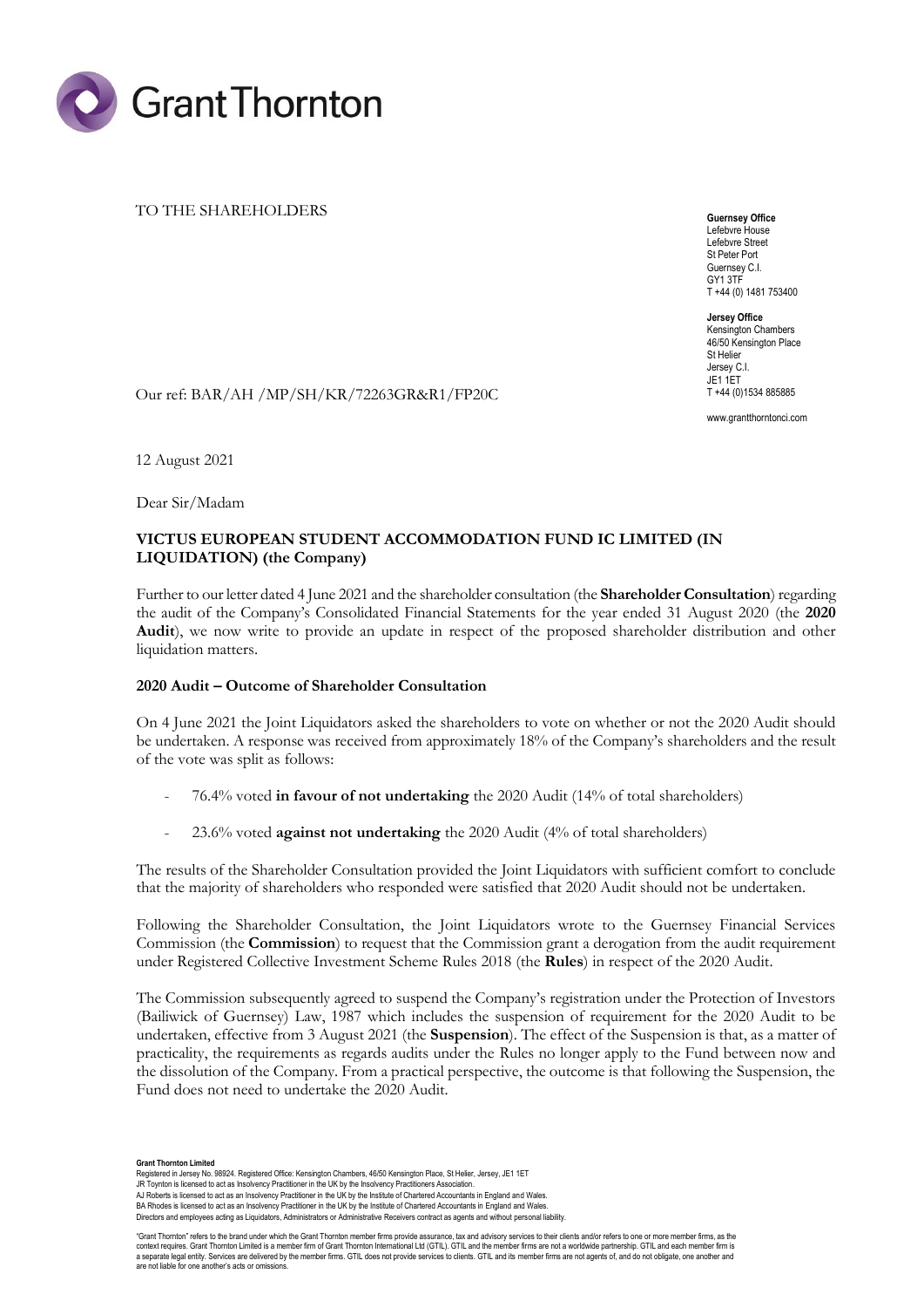TO THE SHAREHOLDERS

**Guernsey Office**
Lefebvre House
Lefebvre Street
St Peter Port
Guernsey C.I.
GY1 3TF
T +44 (0) 1481 753400

**Jersey Office**
Kensington Chambers
46/50 Kensington Place
St Helier
Jersey C.I.
JE1 1ET
T +44 (0)1534 885885

www.grantthorntonci.com

Our ref: BAR/AH /MP/SH/KR/72263GR&R1/FP20C

12 August 2021

Dear Sir/Madam

**VICTUS EUROPEAN STUDENT ACCOMMODATION FUND IC LIMITED (IN LIQUIDATION) (the Company)**

Further to our letter dated 4 June 2021 and the shareholder consultation (the **Shareholder Consultation**) regarding the audit of the Company's Consolidated Financial Statements for the year ended 31 August 2020 (the **2020 Audit**), we now write to provide an update in respect of the proposed shareholder distribution and other liquidation matters.

**2020 Audit – Outcome of Shareholder Consultation**

On 4 June 2021 the Joint Liquidators asked the shareholders to vote on whether or not the 2020 Audit should be undertaken. A response was received from approximately 18% of the Company's shareholders and the result of the vote was split as follows:

- 76.4% voted **in favour of not undertaking** the 2020 Audit (14% of total shareholders)
- 23.6% voted **against not undertaking** the 2020 Audit (4% of total shareholders)

The results of the Shareholder Consultation provided the Joint Liquidators with sufficient comfort to conclude that the majority of shareholders who responded were satisfied that 2020 Audit should not be undertaken.

Following the Shareholder Consultation, the Joint Liquidators wrote to the Guernsey Financial Services Commission (the **Commission**) to request that the Commission grant a derogation from the audit requirement under Registered Collective Investment Scheme Rules 2018 (the **Rules**) in respect of the 2020 Audit.

The Commission subsequently agreed to suspend the Company's registration under the Protection of Investors (Bailiwick of Guernsey) Law, 1987 which includes the suspension of requirement for the 2020 Audit to be undertaken, effective from 3 August 2021 (the **Suspension**). The effect of the Suspension is that, as a matter of practicality, the requirements as regards audits under the Rules no longer apply to the Fund between now and the dissolution of the Company. From a practical perspective, the outcome is that following the Suspension, the Fund does not need to undertake the 2020 Audit.

**Grant Thornton Limited**
Registered in Jersey No. 98924. Registered Office: Kensington Chambers, 46/50 Kensington Place, St Helier, Jersey, JE1 1ET
JR Toynton is licensed to act as Insolvency Practitioner in the UK by the Insolvency Practitioners Association.
AJ Roberts is licensed to act as an Insolvency Practitioner in the UK by the Institute of Chartered Accountants in England and Wales.
BA Rhodes is licensed to act as an Insolvency Practitioner in the UK by the Institute of Chartered Accountants in England and Wales.
Directors and employees acting as Liquidators, Administrators or Administrative Receivers contract as agents and without personal liability.

"Grant Thornton" refers to the brand under which the Grant Thornton member firms provide assurance, tax and advisory services to their clients and/or refers to one or more member firms, as the context requires. Grant Thornton Limited is a member firm of Grant Thornton International Ltd (GTIL). GTIL and the member firms are not a worldwide partnership. GTIL and each member firm is a separate legal entity. Services are delivered by the member firms. GTIL does not provide services to clients. GTIL and its member firms are not agents of, and do not obligate, one another and are not liable for one another's acts or omissions.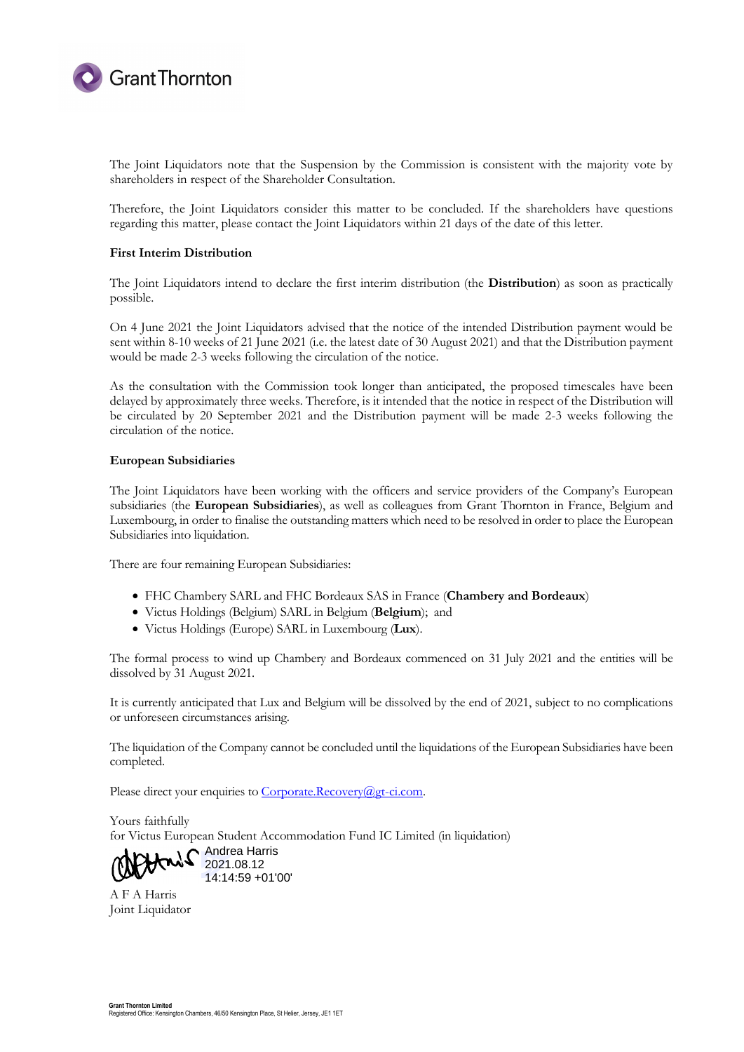The Joint Liquidators note that the Suspension by the Commission is consistent with the majority vote by shareholders in respect of the Shareholder Consultation.

Therefore, the Joint Liquidators consider this matter to be concluded. If the shareholders have questions regarding this matter, please contact the Joint Liquidators within 21 days of the date of this letter.

**First Interim Distribution**

The Joint Liquidators intend to declare the first interim distribution (the **Distribution**) as soon as practically possible.

On 4 June 2021 the Joint Liquidators advised that the notice of the intended Distribution payment would be sent within 8-10 weeks of 21 June 2021 (i.e. the latest date of 30 August 2021) and that the Distribution payment would be made 2-3 weeks following the circulation of the notice.

As the consultation with the Commission took longer than anticipated, the proposed timescales have been delayed by approximately three weeks. Therefore, is it intended that the notice in respect of the Distribution will be circulated by 20 September 2021 and the Distribution payment will be made 2-3 weeks following the circulation of the notice.

**European Subsidiaries**

The Joint Liquidators have been working with the officers and service providers of the Company's European subsidiaries (the **European Subsidiaries**), as well as colleagues from Grant Thornton in France, Belgium and Luxembourg, in order to finalise the outstanding matters which need to be resolved in order to place the European Subsidiaries into liquidation.

There are four remaining European Subsidiaries:

- FHC Chambery SARL and FHC Bordeaux SAS in France (**Chambery and Bordeaux**)
- Victus Holdings (Belgium) SARL in Belgium (**Belgium**); and
- Victus Holdings (Europe) SARL in Luxembourg (**Lux**).

The formal process to wind up Chambery and Bordeaux commenced on 31 July 2021 and the entities will be dissolved by 31 August 2021.

It is currently anticipated that Lux and Belgium will be dissolved by the end of 2021, subject to no complications or unforeseen circumstances arising.

The liquidation of the Company cannot be concluded until the liquidations of the European Subsidiaries have been completed.

Please direct your enquiries to Corporate.Recovery@gt-ci.com.

Yours faithfully
for Victus European Student Accommodation Fund IC Limited (in liquidation)

Andrea Harris
2021.08.12
14:14:59 +01'00'

A F A Harris
Joint Liquidator

**Grant Thornton Limited**
Registered Office: Kensington Chambers, 46/50 Kensington Place, St Helier, Jersey, JE1 1ET